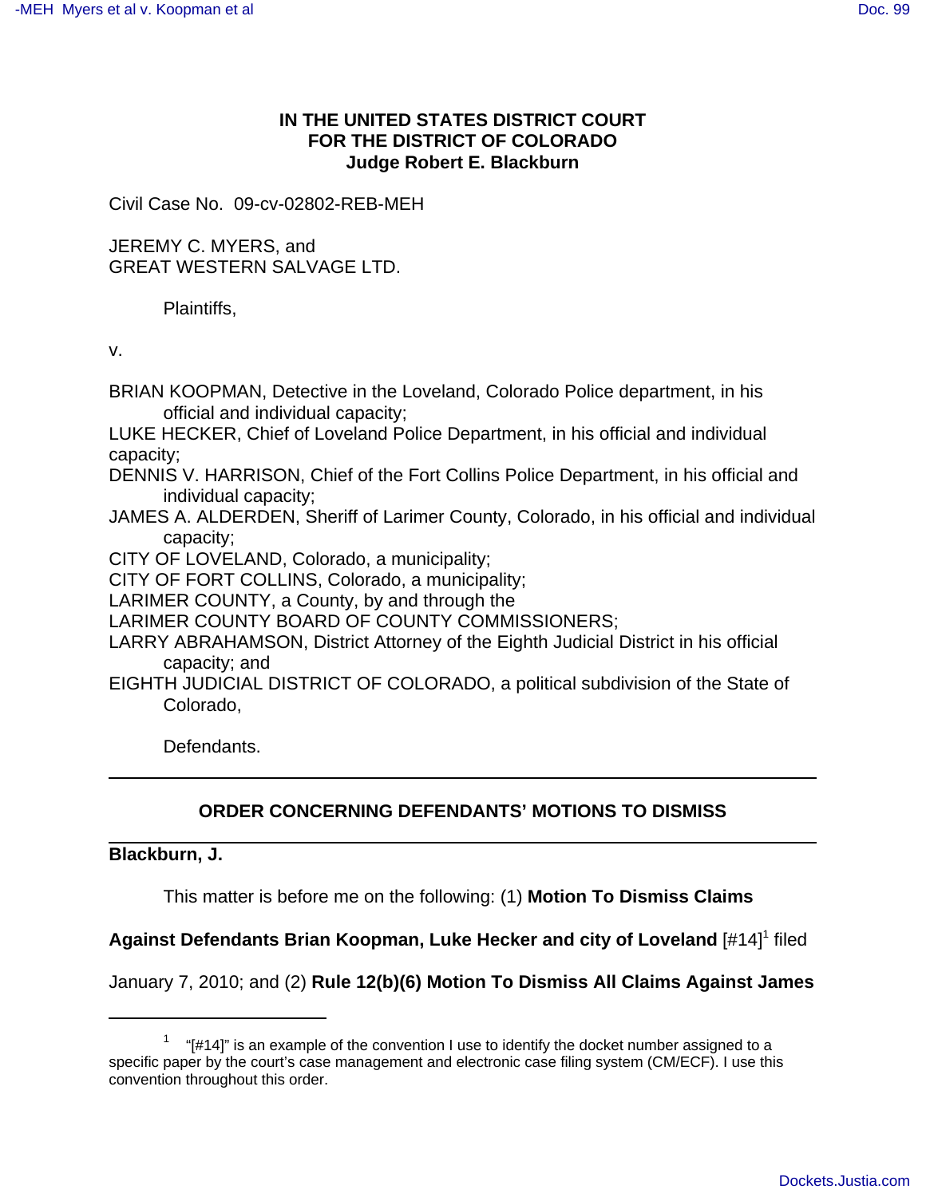**IN THE UNITED STATES DISTRICT COURT**
**FOR THE DISTRICT OF COLORADO**
**Judge Robert E. Blackburn**

Civil Case No. 09-cv-02802-REB-MEH

JEREMY C. MYERS, and
GREAT WESTERN SALVAGE LTD.

Plaintiffs,

v.

BRIAN KOOPMAN, Detective in the Loveland, Colorado Police department, in his official and individual capacity;
LUKE HECKER, Chief of Loveland Police Department, in his official and individual capacity;
DENNIS V. HARRISON, Chief of the Fort Collins Police Department, in his official and individual capacity;
JAMES A. ALDERDEN, Sheriff of Larimer County, Colorado, in his official and individual capacity;
CITY OF LOVELAND, Colorado, a municipality;
CITY OF FORT COLLINS, Colorado, a municipality;
LARIMER COUNTY, a County, by and through the
LARIMER COUNTY BOARD OF COUNTY COMMISSIONERS;
LARRY ABRAHAMSON, District Attorney of the Eighth Judicial District in his official capacity; and
EIGHTH JUDICIAL DISTRICT OF COLORADO, a political subdivision of the State of Colorado,

Defendants.

---

**ORDER CONCERNING DEFENDANTS' MOTIONS TO DISMISS**

---

**Blackburn, J.**

This matter is before me on the following: (1) **Motion To Dismiss Claims Against Defendants Brian Koopman, Luke Hecker and city of Loveland** [#14][1] filed January 7, 2010; and (2) **Rule 12(b)(6) Motion To Dismiss All Claims Against James**

---

[1] "[#14]" is an example of the convention I use to identify the docket number assigned to a specific paper by the court's case management and electronic case filing system (CM/ECF). I use this convention throughout this order.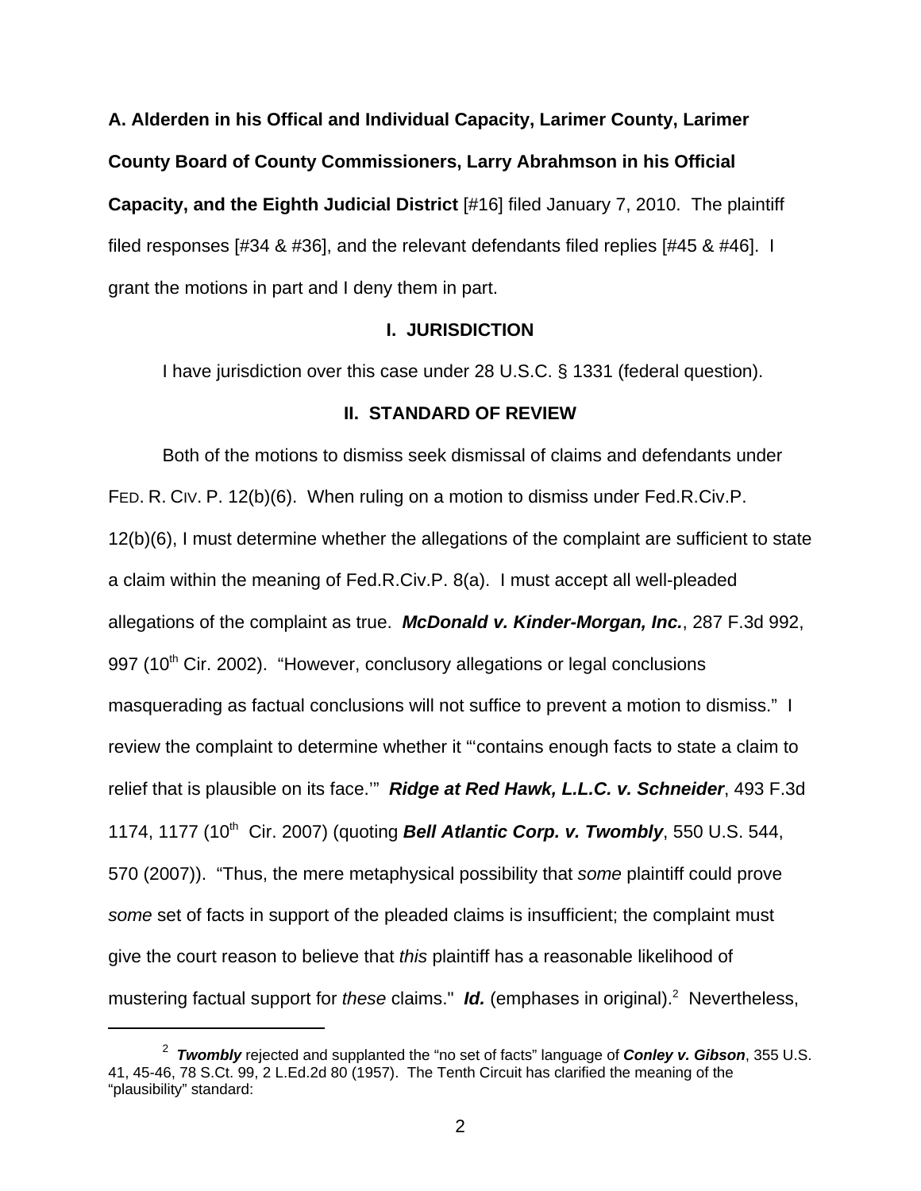**A. Alderden in his Offical and Individual Capacity, Larimer County, Larimer County Board of County Commissioners, Larry Abrahmson in his Official Capacity, and the Eighth Judicial District** [#16] filed January 7, 2010. The plaintiff filed responses [#34 & #36], and the relevant defendants filed replies [#45 & #46]. I grant the motions in part and I deny them in part.

## I. JURISDICTION

I have jurisdiction over this case under 28 U.S.C. § 1331 (federal question).

## II. STANDARD OF REVIEW

Both of the motions to dismiss seek dismissal of claims and defendants under FED. R. CIV. P. 12(b)(6). When ruling on a motion to dismiss under Fed.R.Civ.P. 12(b)(6), I must determine whether the allegations of the complaint are sufficient to state a claim within the meaning of Fed.R.Civ.P. 8(a). I must accept all well-pleaded allegations of the complaint as true. ***McDonald v. Kinder-Morgan, Inc.***, 287 F.3d 992, 997 (10th Cir. 2002). "However, conclusory allegations or legal conclusions masquerading as factual conclusions will not suffice to prevent a motion to dismiss." I review the complaint to determine whether it "'contains enough facts to state a claim to relief that is plausible on its face.'" ***Ridge at Red Hawk, L.L.C. v. Schneider***, 493 F.3d 1174, 1177 (10th Cir. 2007) (quoting ***Bell Atlantic Corp. v. Twombly***, 550 U.S. 544, 570 (2007)). "Thus, the mere metaphysical possibility that *some* plaintiff could prove *some* set of facts in support of the pleaded claims is insufficient; the complaint must give the court reason to believe that *this* plaintiff has a reasonable likelihood of mustering factual support for *these* claims." ***Id.*** (emphases in original).[2] Nevertheless,

---

[2] ***Twombly*** rejected and supplanted the "no set of facts" language of ***Conley v. Gibson***, 355 U.S. 41, 45-46, 78 S.Ct. 99, 2 L.Ed.2d 80 (1957). The Tenth Circuit has clarified the meaning of the "plausibility" standard: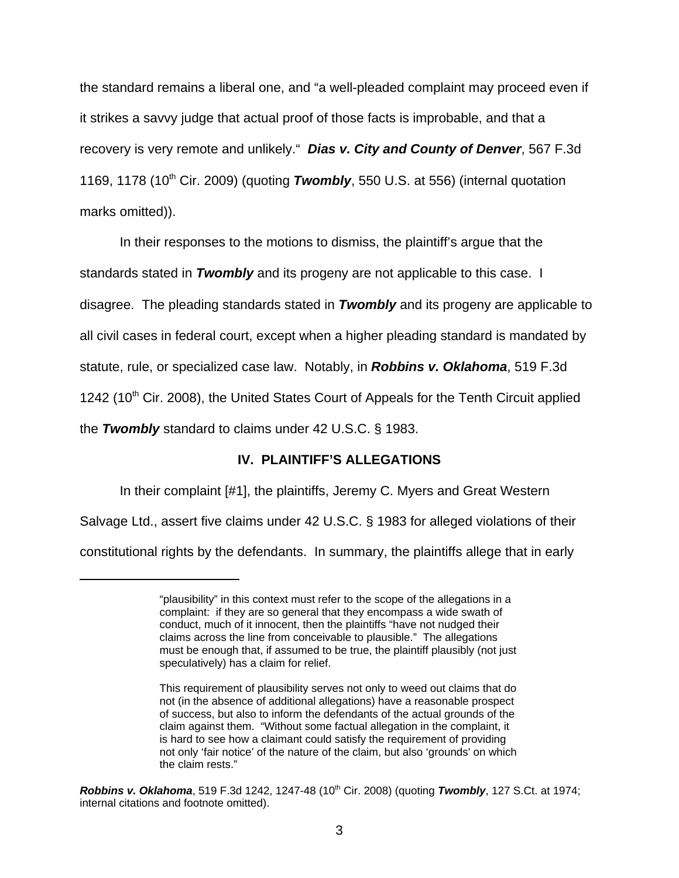the standard remains a liberal one, and "a well-pleaded complaint may proceed even if it strikes a savvy judge that actual proof of those facts is improbable, and that a recovery is very remote and unlikely." ***Dias v. City and County of Denver***, 567 F.3d 1169, 1178 (10th Cir. 2009) (quoting ***Twombly***, 550 U.S. at 556) (internal quotation marks omitted)).

In their responses to the motions to dismiss, the plaintiff's argue that the standards stated in ***Twombly*** and its progeny are not applicable to this case. I disagree. The pleading standards stated in ***Twombly*** and its progeny are applicable to all civil cases in federal court, except when a higher pleading standard is mandated by statute, rule, or specialized case law. Notably, in ***Robbins v. Oklahoma***, 519 F.3d 1242 (10th Cir. 2008), the United States Court of Appeals for the Tenth Circuit applied the ***Twombly*** standard to claims under 42 U.S.C. § 1983.

## IV. PLAINTIFF'S ALLEGATIONS

In their complaint [#1], the plaintiffs, Jeremy C. Myers and Great Western Salvage Ltd., assert five claims under 42 U.S.C. § 1983 for alleged violations of their constitutional rights by the defendants. In summary, the plaintiffs allege that in early

---

> "plausibility" in this context must refer to the scope of the allegations in a complaint: if they are so general that they encompass a wide swath of conduct, much of it innocent, then the plaintiffs "have not nudged their claims across the line from conceivable to plausible." The allegations must be enough that, if assumed to be true, the plaintiff plausibly (not just speculatively) has a claim for relief.
>
> This requirement of plausibility serves not only to weed out claims that do not (in the absence of additional allegations) have a reasonable prospect of success, but also to inform the defendants of the actual grounds of the claim against them. "Without some factual allegation in the complaint, it is hard to see how a claimant could satisfy the requirement of providing not only 'fair notice' of the nature of the claim, but also 'grounds' on which the claim rests."

***Robbins v. Oklahoma***, 519 F.3d 1242, 1247-48 (10th Cir. 2008) (quoting ***Twombly***, 127 S.Ct. at 1974; internal citations and footnote omitted).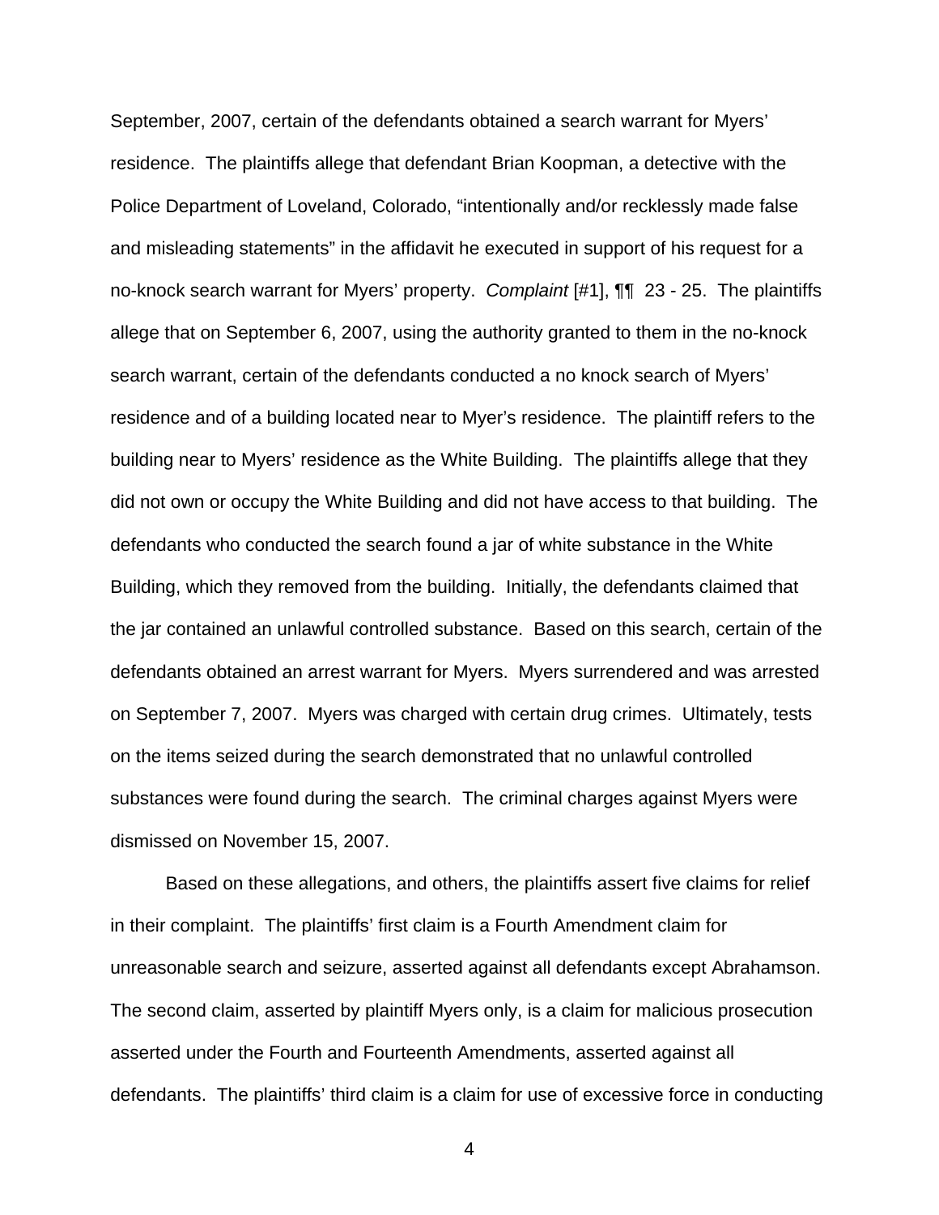September, 2007, certain of the defendants obtained a search warrant for Myers' residence. The plaintiffs allege that defendant Brian Koopman, a detective with the Police Department of Loveland, Colorado, "intentionally and/or recklessly made false and misleading statements" in the affidavit he executed in support of his request for a no-knock search warrant for Myers' property. *Complaint* [#1], ¶¶ 23 - 25. The plaintiffs allege that on September 6, 2007, using the authority granted to them in the no-knock search warrant, certain of the defendants conducted a no knock search of Myers' residence and of a building located near to Myer's residence. The plaintiff refers to the building near to Myers' residence as the White Building. The plaintiffs allege that they did not own or occupy the White Building and did not have access to that building. The defendants who conducted the search found a jar of white substance in the White Building, which they removed from the building. Initially, the defendants claimed that the jar contained an unlawful controlled substance. Based on this search, certain of the defendants obtained an arrest warrant for Myers. Myers surrendered and was arrested on September 7, 2007. Myers was charged with certain drug crimes. Ultimately, tests on the items seized during the search demonstrated that no unlawful controlled substances were found during the search. The criminal charges against Myers were dismissed on November 15, 2007.

Based on these allegations, and others, the plaintiffs assert five claims for relief in their complaint. The plaintiffs' first claim is a Fourth Amendment claim for unreasonable search and seizure, asserted against all defendants except Abrahamson. The second claim, asserted by plaintiff Myers only, is a claim for malicious prosecution asserted under the Fourth and Fourteenth Amendments, asserted against all defendants. The plaintiffs' third claim is a claim for use of excessive force in conducting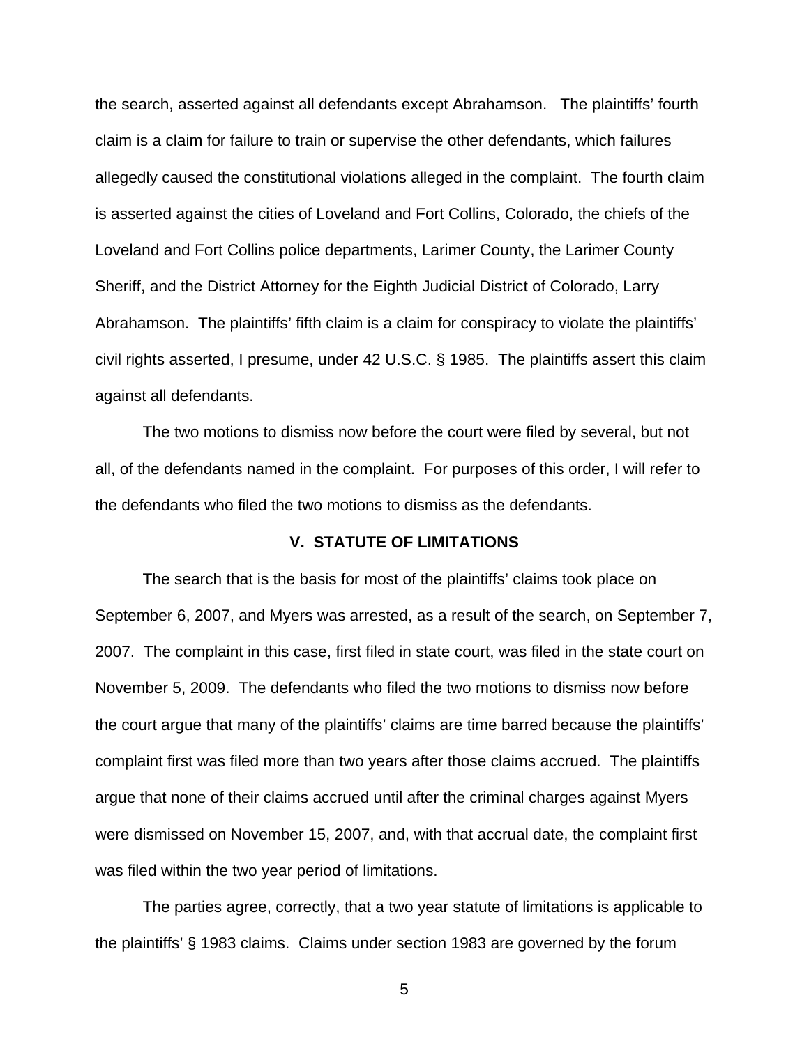the search, asserted against all defendants except Abrahamson. The plaintiffs' fourth claim is a claim for failure to train or supervise the other defendants, which failures allegedly caused the constitutional violations alleged in the complaint. The fourth claim is asserted against the cities of Loveland and Fort Collins, Colorado, the chiefs of the Loveland and Fort Collins police departments, Larimer County, the Larimer County Sheriff, and the District Attorney for the Eighth Judicial District of Colorado, Larry Abrahamson. The plaintiffs' fifth claim is a claim for conspiracy to violate the plaintiffs' civil rights asserted, I presume, under 42 U.S.C. § 1985. The plaintiffs assert this claim against all defendants.

The two motions to dismiss now before the court were filed by several, but not all, of the defendants named in the complaint. For purposes of this order, I will refer to the defendants who filed the two motions to dismiss as the defendants.

## V. STATUTE OF LIMITATIONS

The search that is the basis for most of the plaintiffs' claims took place on September 6, 2007, and Myers was arrested, as a result of the search, on September 7, 2007. The complaint in this case, first filed in state court, was filed in the state court on November 5, 2009. The defendants who filed the two motions to dismiss now before the court argue that many of the plaintiffs' claims are time barred because the plaintiffs' complaint first was filed more than two years after those claims accrued. The plaintiffs argue that none of their claims accrued until after the criminal charges against Myers were dismissed on November 15, 2007, and, with that accrual date, the complaint first was filed within the two year period of limitations.

The parties agree, correctly, that a two year statute of limitations is applicable to the plaintiffs' § 1983 claims. Claims under section 1983 are governed by the forum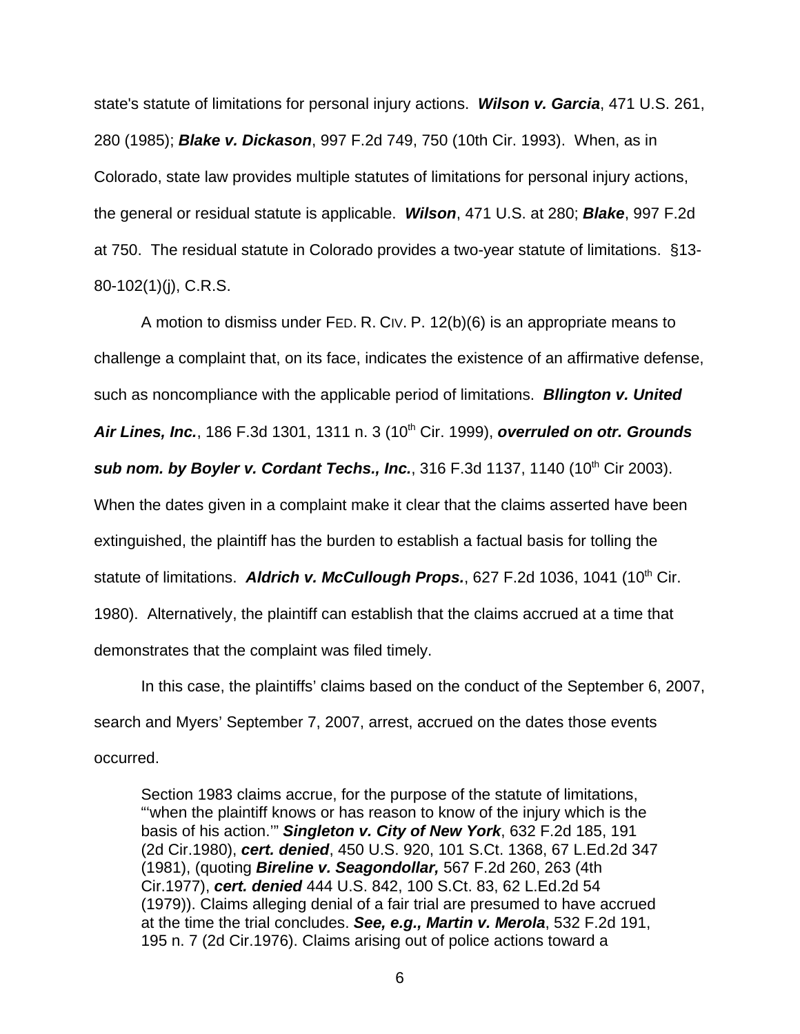state's statute of limitations for personal injury actions. ***Wilson v. Garcia***, 471 U.S. 261, 280 (1985); ***Blake v. Dickason***, 997 F.2d 749, 750 (10th Cir. 1993). When, as in Colorado, state law provides multiple statutes of limitations for personal injury actions, the general or residual statute is applicable. ***Wilson***, 471 U.S. at 280; ***Blake***, 997 F.2d at 750. The residual statute in Colorado provides a two-year statute of limitations. §13-80-102(1)(j), C.R.S.

A motion to dismiss under FED. R. CIV. P. 12(b)(6) is an appropriate means to challenge a complaint that, on its face, indicates the existence of an affirmative defense, such as noncompliance with the applicable period of limitations. ***Bllington v. United Air Lines, Inc.***, 186 F.3d 1301, 1311 n. 3 (10th Cir. 1999), ***overruled on otr. Grounds sub nom. by Boyler v. Cordant Techs., Inc.***, 316 F.3d 1137, 1140 (10th Cir 2003). When the dates given in a complaint make it clear that the claims asserted have been extinguished, the plaintiff has the burden to establish a factual basis for tolling the statute of limitations. ***Aldrich v. McCullough Props.***, 627 F.2d 1036, 1041 (10th Cir. 1980). Alternatively, the plaintiff can establish that the claims accrued at a time that demonstrates that the complaint was filed timely.

In this case, the plaintiffs' claims based on the conduct of the September 6, 2007, search and Myers' September 7, 2007, arrest, accrued on the dates those events occurred.

> Section 1983 claims accrue, for the purpose of the statute of limitations, "'when the plaintiff knows or has reason to know of the injury which is the basis of his action.'" ***Singleton v. City of New York***, 632 F.2d 185, 191 (2d Cir.1980), ***cert. denied***, 450 U.S. 920, 101 S.Ct. 1368, 67 L.Ed.2d 347 (1981), (quoting ***Bireline v. Seagondollar,*** 567 F.2d 260, 263 (4th Cir.1977), ***cert. denied*** 444 U.S. 842, 100 S.Ct. 83, 62 L.Ed.2d 54 (1979)). Claims alleging denial of a fair trial are presumed to have accrued at the time the trial concludes. ***See, e.g., Martin v. Merola***, 532 F.2d 191, 195 n. 7 (2d Cir.1976). Claims arising out of police actions toward a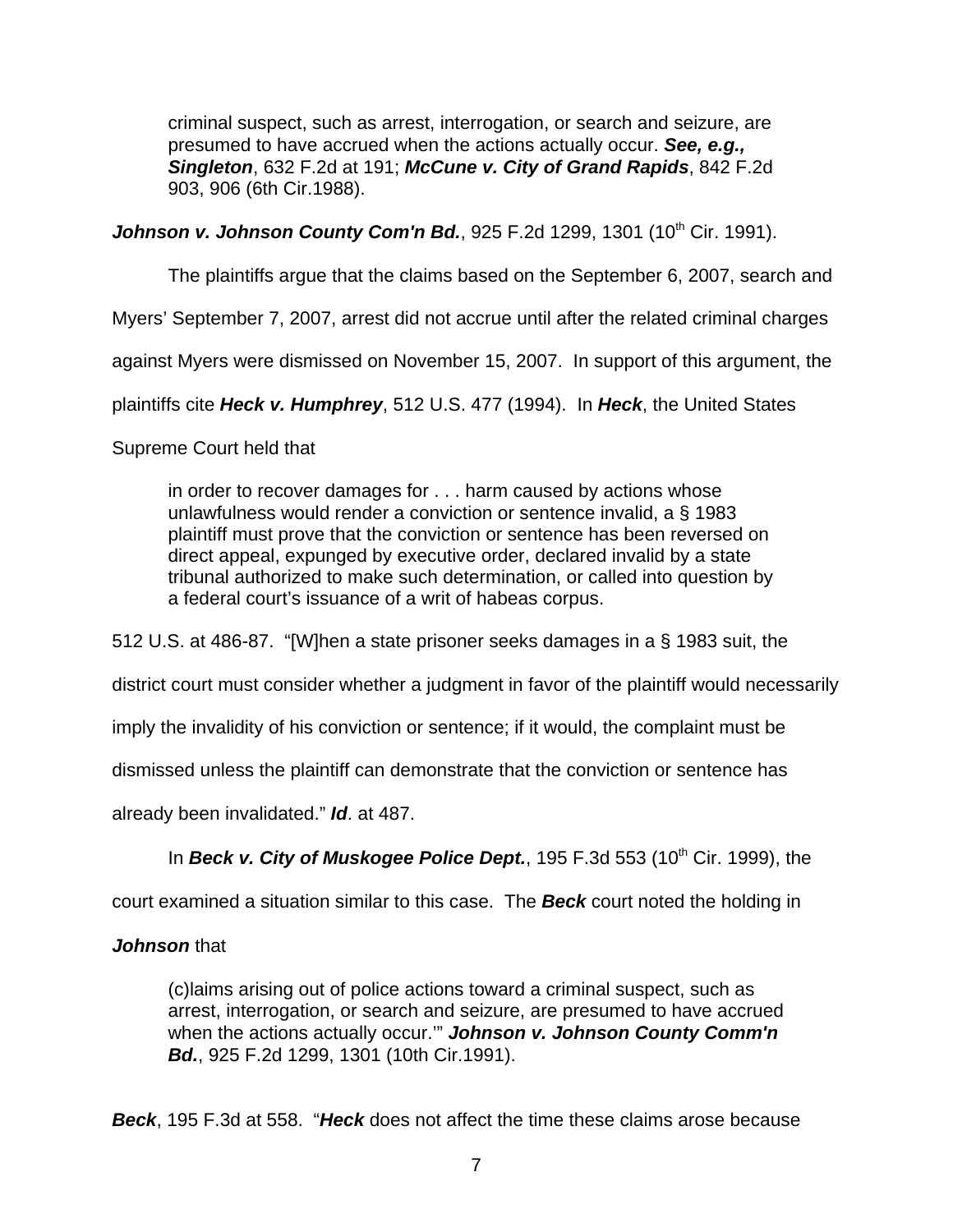> criminal suspect, such as arrest, interrogation, or search and seizure, are presumed to have accrued when the actions actually occur. ***See, e.g., Singleton***, 632 F.2d at 191; ***McCune v. City of Grand Rapids***, 842 F.2d 903, 906 (6th Cir.1988).

***Johnson v. Johnson County Com'n Bd.***, 925 F.2d 1299, 1301 (10th Cir. 1991).

The plaintiffs argue that the claims based on the September 6, 2007, search and Myers' September 7, 2007, arrest did not accrue until after the related criminal charges against Myers were dismissed on November 15, 2007. In support of this argument, the plaintiffs cite ***Heck v. Humphrey***, 512 U.S. 477 (1994). In ***Heck***, the United States Supreme Court held that

> in order to recover damages for . . . harm caused by actions whose unlawfulness would render a conviction or sentence invalid, a § 1983 plaintiff must prove that the conviction or sentence has been reversed on direct appeal, expunged by executive order, declared invalid by a state tribunal authorized to make such determination, or called into question by a federal court's issuance of a writ of habeas corpus.

512 U.S. at 486-87. "[W]hen a state prisoner seeks damages in a § 1983 suit, the district court must consider whether a judgment in favor of the plaintiff would necessarily imply the invalidity of his conviction or sentence; if it would, the complaint must be dismissed unless the plaintiff can demonstrate that the conviction or sentence has already been invalidated." ***Id***. at 487.

In ***Beck v. City of Muskogee Police Dept.***, 195 F.3d 553 (10th Cir. 1999), the court examined a situation similar to this case. The ***Beck*** court noted the holding in ***Johnson*** that

> (c)laims arising out of police actions toward a criminal suspect, such as arrest, interrogation, or search and seizure, are presumed to have accrued when the actions actually occur.'" ***Johnson v. Johnson County Comm'n Bd.***, 925 F.2d 1299, 1301 (10th Cir.1991).

***Beck***, 195 F.3d at 558. "***Heck*** does not affect the time these claims arose because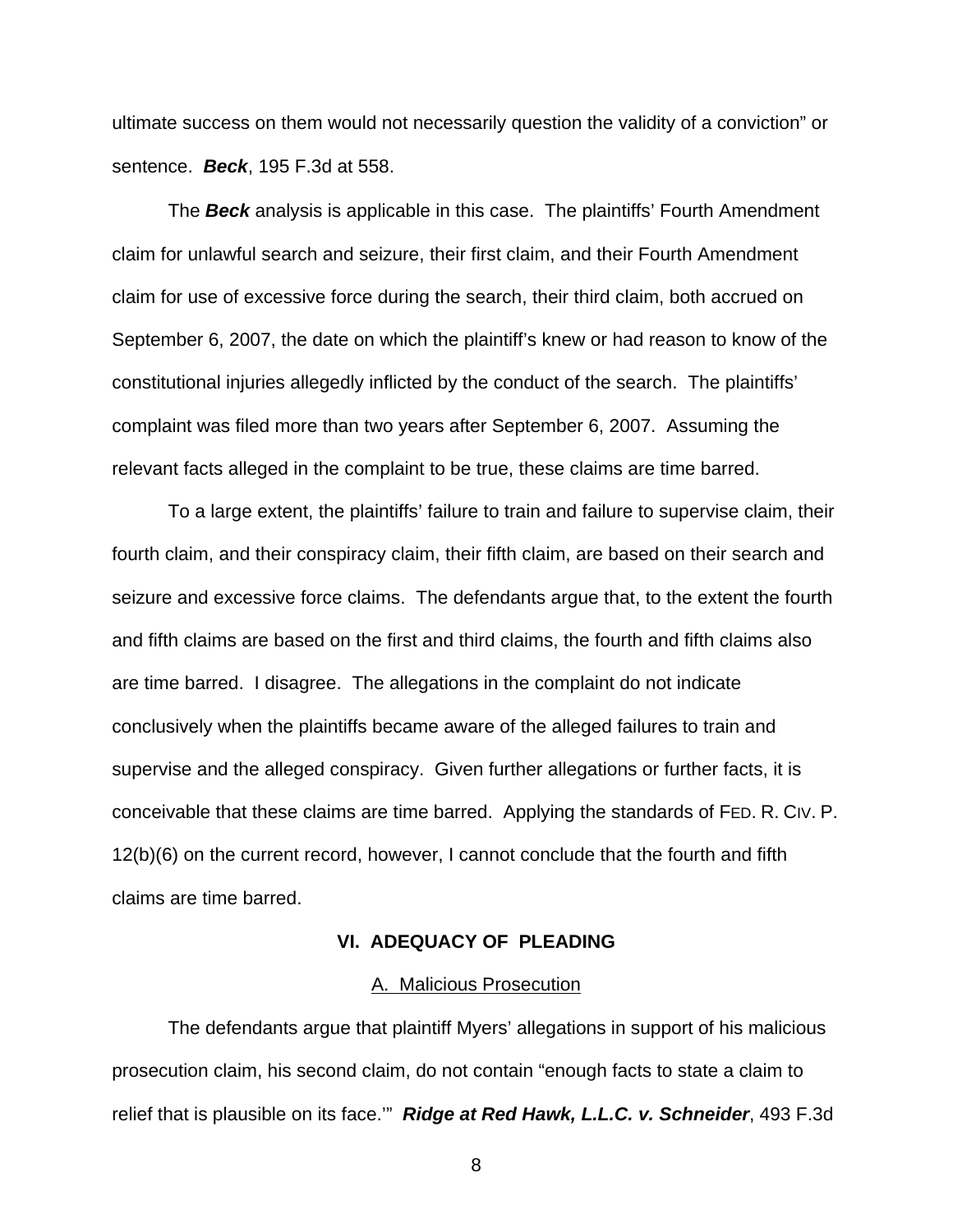ultimate success on them would not necessarily question the validity of a conviction" or sentence. ***Beck***, 195 F.3d at 558.

The ***Beck*** analysis is applicable in this case. The plaintiffs' Fourth Amendment claim for unlawful search and seizure, their first claim, and their Fourth Amendment claim for use of excessive force during the search, their third claim, both accrued on September 6, 2007, the date on which the plaintiff's knew or had reason to know of the constitutional injuries allegedly inflicted by the conduct of the search. The plaintiffs' complaint was filed more than two years after September 6, 2007. Assuming the relevant facts alleged in the complaint to be true, these claims are time barred.

To a large extent, the plaintiffs' failure to train and failure to supervise claim, their fourth claim, and their conspiracy claim, their fifth claim, are based on their search and seizure and excessive force claims. The defendants argue that, to the extent the fourth and fifth claims are based on the first and third claims, the fourth and fifth claims also are time barred. I disagree. The allegations in the complaint do not indicate conclusively when the plaintiffs became aware of the alleged failures to train and supervise and the alleged conspiracy. Given further allegations or further facts, it is conceivable that these claims are time barred. Applying the standards of FED. R. CIV. P. 12(b)(6) on the current record, however, I cannot conclude that the fourth and fifth claims are time barred.

## VI. ADEQUACY OF PLEADING

### A. Malicious Prosecution

The defendants argue that plaintiff Myers' allegations in support of his malicious prosecution claim, his second claim, do not contain "enough facts to state a claim to relief that is plausible on its face.'" ***Ridge at Red Hawk, L.L.C. v. Schneider***, 493 F.3d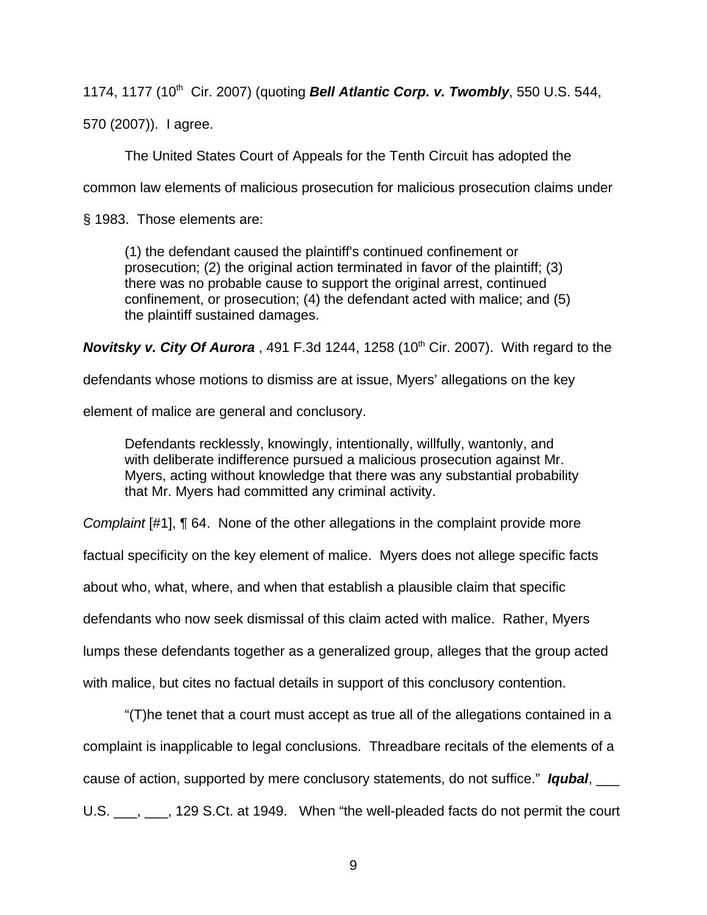1174, 1177 (10th Cir. 2007) (quoting ***Bell Atlantic Corp. v. Twombly***, 550 U.S. 544, 570 (2007)). I agree.

The United States Court of Appeals for the Tenth Circuit has adopted the common law elements of malicious prosecution for malicious prosecution claims under § 1983. Those elements are:

> (1) the defendant caused the plaintiff's continued confinement or prosecution; (2) the original action terminated in favor of the plaintiff; (3) there was no probable cause to support the original arrest, continued confinement, or prosecution; (4) the defendant acted with malice; and (5) the plaintiff sustained damages.

***Novitsky v. City Of Aurora*** , 491 F.3d 1244, 1258 (10th Cir. 2007). With regard to the defendants whose motions to dismiss are at issue, Myers' allegations on the key element of malice are general and conclusory.

> Defendants recklessly, knowingly, intentionally, willfully, wantonly, and with deliberate indifference pursued a malicious prosecution against Mr. Myers, acting without knowledge that there was any substantial probability that Mr. Myers had committed any criminal activity.

*Complaint* [#1], ¶ 64. None of the other allegations in the complaint provide more factual specificity on the key element of malice. Myers does not allege specific facts about who, what, where, and when that establish a plausible claim that specific defendants who now seek dismissal of this claim acted with malice. Rather, Myers lumps these defendants together as a generalized group, alleges that the group acted with malice, but cites no factual details in support of this conclusory contention.

"(T)he tenet that a court must accept as true all of the allegations contained in a complaint is inapplicable to legal conclusions. Threadbare recitals of the elements of a cause of action, supported by mere conclusory statements, do not suffice." ***Iqubal***, ___ U.S. ___, ___, 129 S.Ct. at 1949. When "the well-pleaded facts do not permit the court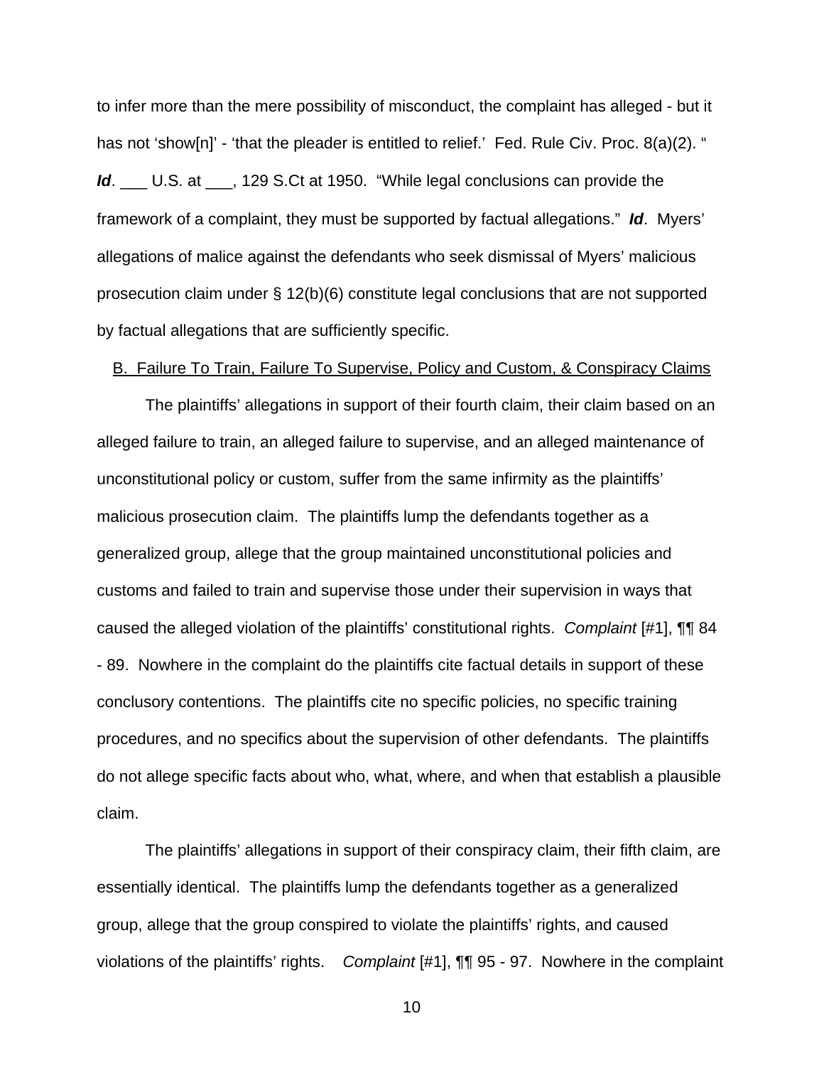to infer more than the mere possibility of misconduct, the complaint has alleged - but it has not 'show[n]' - 'that the pleader is entitled to relief.' Fed. Rule Civ. Proc. 8(a)(2). " ***Id***. ___ U.S. at ___, 129 S.Ct at 1950. "While legal conclusions can provide the framework of a complaint, they must be supported by factual allegations." ***Id***. Myers' allegations of malice against the defendants who seek dismissal of Myers' malicious prosecution claim under § 12(b)(6) constitute legal conclusions that are not supported by factual allegations that are sufficiently specific.

B. Failure To Train, Failure To Supervise, Policy and Custom, & Conspiracy Claims

The plaintiffs' allegations in support of their fourth claim, their claim based on an alleged failure to train, an alleged failure to supervise, and an alleged maintenance of unconstitutional policy or custom, suffer from the same infirmity as the plaintiffs' malicious prosecution claim. The plaintiffs lump the defendants together as a generalized group, allege that the group maintained unconstitutional policies and customs and failed to train and supervise those under their supervision in ways that caused the alleged violation of the plaintiffs' constitutional rights. *Complaint* [#1], ¶¶ 84 - 89. Nowhere in the complaint do the plaintiffs cite factual details in support of these conclusory contentions. The plaintiffs cite no specific policies, no specific training procedures, and no specifics about the supervision of other defendants. The plaintiffs do not allege specific facts about who, what, where, and when that establish a plausible claim.

The plaintiffs' allegations in support of their conspiracy claim, their fifth claim, are essentially identical. The plaintiffs lump the defendants together as a generalized group, allege that the group conspired to violate the plaintiffs' rights, and caused violations of the plaintiffs' rights. *Complaint* [#1], ¶¶ 95 - 97. Nowhere in the complaint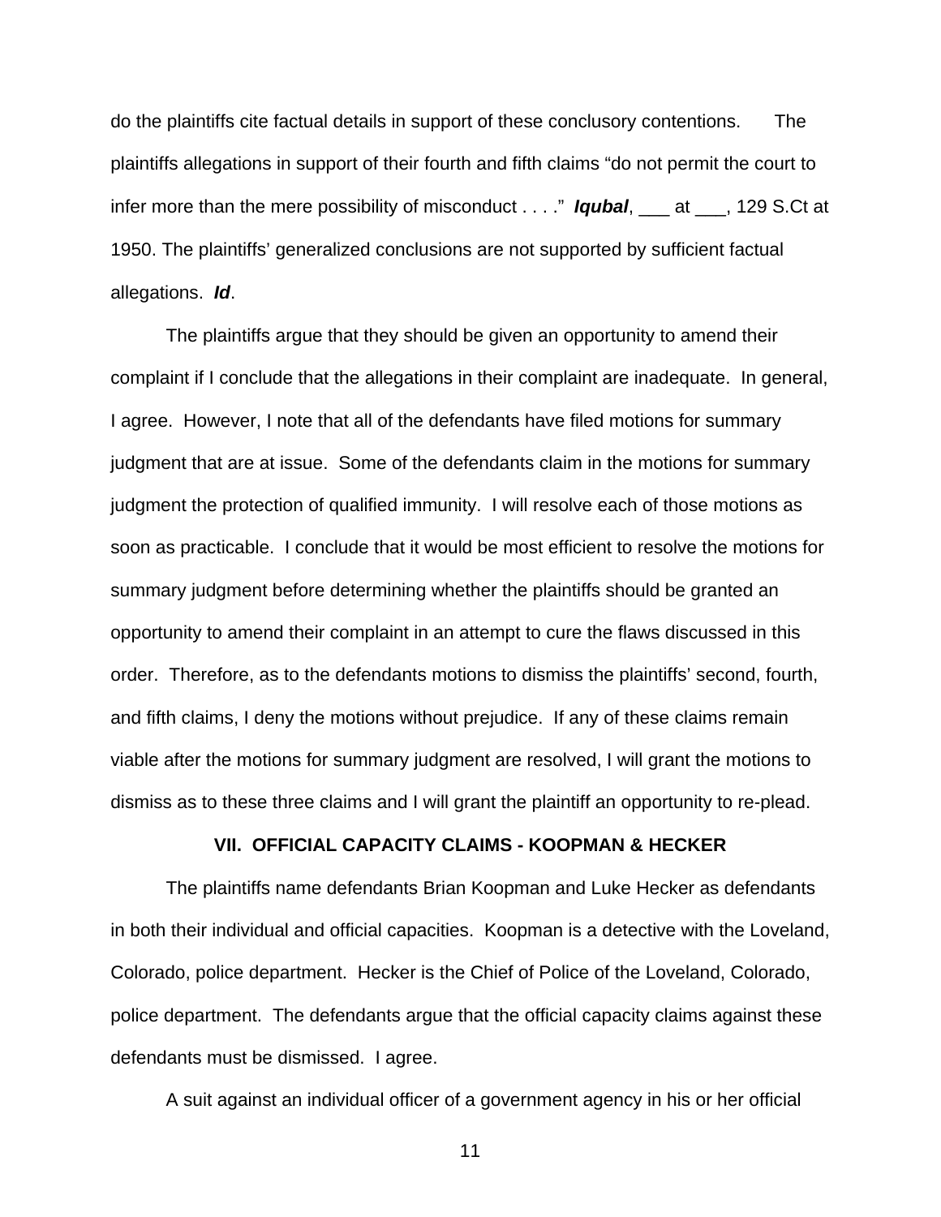do the plaintiffs cite factual details in support of these conclusory contentions. The plaintiffs allegations in support of their fourth and fifth claims "do not permit the court to infer more than the mere possibility of misconduct . . . ." ***Iqubal***, ___ at ___, 129 S.Ct at 1950. The plaintiffs' generalized conclusions are not supported by sufficient factual allegations. ***Id***.

The plaintiffs argue that they should be given an opportunity to amend their complaint if I conclude that the allegations in their complaint are inadequate. In general, I agree. However, I note that all of the defendants have filed motions for summary judgment that are at issue. Some of the defendants claim in the motions for summary judgment the protection of qualified immunity. I will resolve each of those motions as soon as practicable. I conclude that it would be most efficient to resolve the motions for summary judgment before determining whether the plaintiffs should be granted an opportunity to amend their complaint in an attempt to cure the flaws discussed in this order. Therefore, as to the defendants motions to dismiss the plaintiffs' second, fourth, and fifth claims, I deny the motions without prejudice. If any of these claims remain viable after the motions for summary judgment are resolved, I will grant the motions to dismiss as to these three claims and I will grant the plaintiff an opportunity to re-plead.

## VII. OFFICIAL CAPACITY CLAIMS - KOOPMAN & HECKER

The plaintiffs name defendants Brian Koopman and Luke Hecker as defendants in both their individual and official capacities. Koopman is a detective with the Loveland, Colorado, police department. Hecker is the Chief of Police of the Loveland, Colorado, police department. The defendants argue that the official capacity claims against these defendants must be dismissed. I agree.

A suit against an individual officer of a government agency in his or her official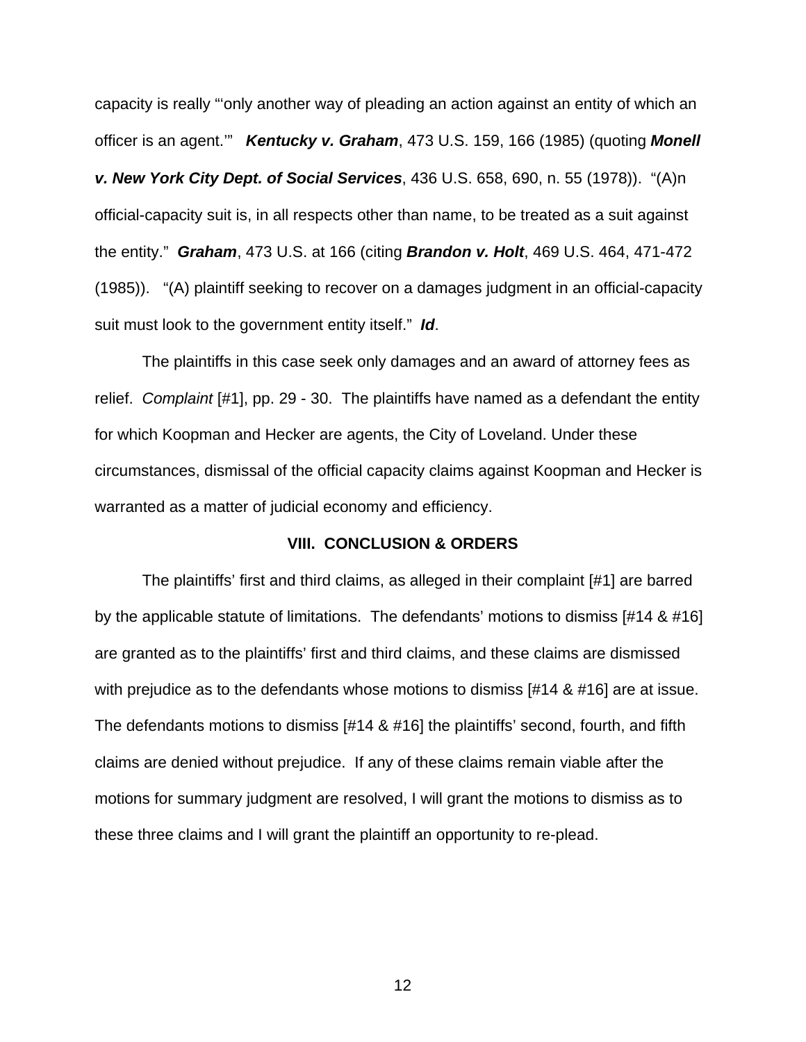capacity is really "'only another way of pleading an action against an entity of which an officer is an agent.'" ***Kentucky v. Graham***, 473 U.S. 159, 166 (1985) (quoting ***Monell v. New York City Dept. of Social Services***, 436 U.S. 658, 690, n. 55 (1978)). "(A)n official-capacity suit is, in all respects other than name, to be treated as a suit against the entity." ***Graham***, 473 U.S. at 166 (citing ***Brandon v. Holt***, 469 U.S. 464, 471-472 (1985)). "(A) plaintiff seeking to recover on a damages judgment in an official-capacity suit must look to the government entity itself." ***Id***.

The plaintiffs in this case seek only damages and an award of attorney fees as relief. *Complaint* [#1], pp. 29 - 30. The plaintiffs have named as a defendant the entity for which Koopman and Hecker are agents, the City of Loveland. Under these circumstances, dismissal of the official capacity claims against Koopman and Hecker is warranted as a matter of judicial economy and efficiency.

## VIII. CONCLUSION & ORDERS

The plaintiffs' first and third claims, as alleged in their complaint [#1] are barred by the applicable statute of limitations. The defendants' motions to dismiss [#14 & #16] are granted as to the plaintiffs' first and third claims, and these claims are dismissed with prejudice as to the defendants whose motions to dismiss [#14 & #16] are at issue. The defendants motions to dismiss [#14 & #16] the plaintiffs' second, fourth, and fifth claims are denied without prejudice. If any of these claims remain viable after the motions for summary judgment are resolved, I will grant the motions to dismiss as to these three claims and I will grant the plaintiff an opportunity to re-plead.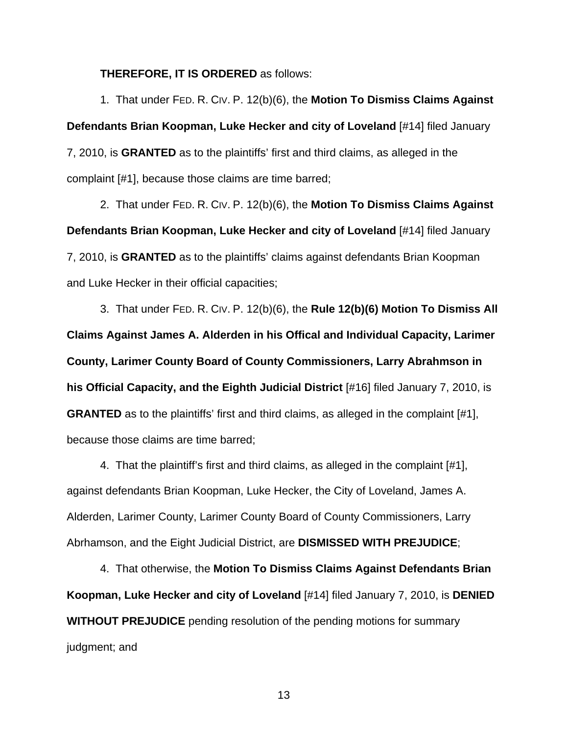**THEREFORE, IT IS ORDERED** as follows:

1. That under FED. R. CIV. P. 12(b)(6), the **Motion To Dismiss Claims Against Defendants Brian Koopman, Luke Hecker and city of Loveland** [#14] filed January 7, 2010, is **GRANTED** as to the plaintiffs' first and third claims, as alleged in the complaint [#1], because those claims are time barred;

2. That under FED. R. CIV. P. 12(b)(6), the **Motion To Dismiss Claims Against Defendants Brian Koopman, Luke Hecker and city of Loveland** [#14] filed January 7, 2010, is **GRANTED** as to the plaintiffs' claims against defendants Brian Koopman and Luke Hecker in their official capacities;

3. That under FED. R. CIV. P. 12(b)(6), the **Rule 12(b)(6) Motion To Dismiss All Claims Against James A. Alderden in his Offical and Individual Capacity, Larimer County, Larimer County Board of County Commissioners, Larry Abrahmson in his Official Capacity, and the Eighth Judicial District** [#16] filed January 7, 2010, is **GRANTED** as to the plaintiffs' first and third claims, as alleged in the complaint [#1], because those claims are time barred;

4. That the plaintiff's first and third claims, as alleged in the complaint [#1], against defendants Brian Koopman, Luke Hecker, the City of Loveland, James A. Alderden, Larimer County, Larimer County Board of County Commissioners, Larry Abrhamson, and the Eight Judicial District, are **DISMISSED WITH PREJUDICE**;

4. That otherwise, the **Motion To Dismiss Claims Against Defendants Brian Koopman, Luke Hecker and city of Loveland** [#14] filed January 7, 2010, is **DENIED WITHOUT PREJUDICE** pending resolution of the pending motions for summary judgment; and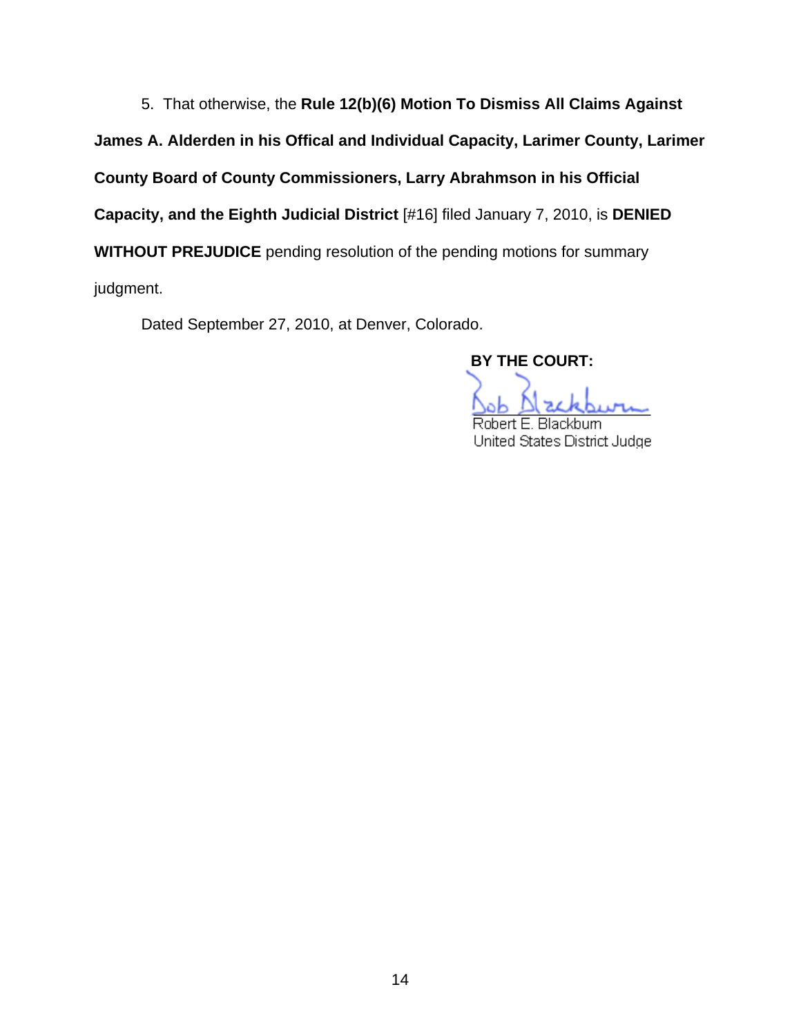5. That otherwise, the **Rule 12(b)(6) Motion To Dismiss All Claims Against James A. Alderden in his Offical and Individual Capacity, Larimer County, Larimer County Board of County Commissioners, Larry Abrahmson in his Official Capacity, and the Eighth Judicial District** [#16] filed January 7, 2010, is **DENIED WITHOUT PREJUDICE** pending resolution of the pending motions for summary judgment.

Dated September 27, 2010, at Denver, Colorado.

**BY THE COURT:**

Robert E. Blackburn
United States District Judge